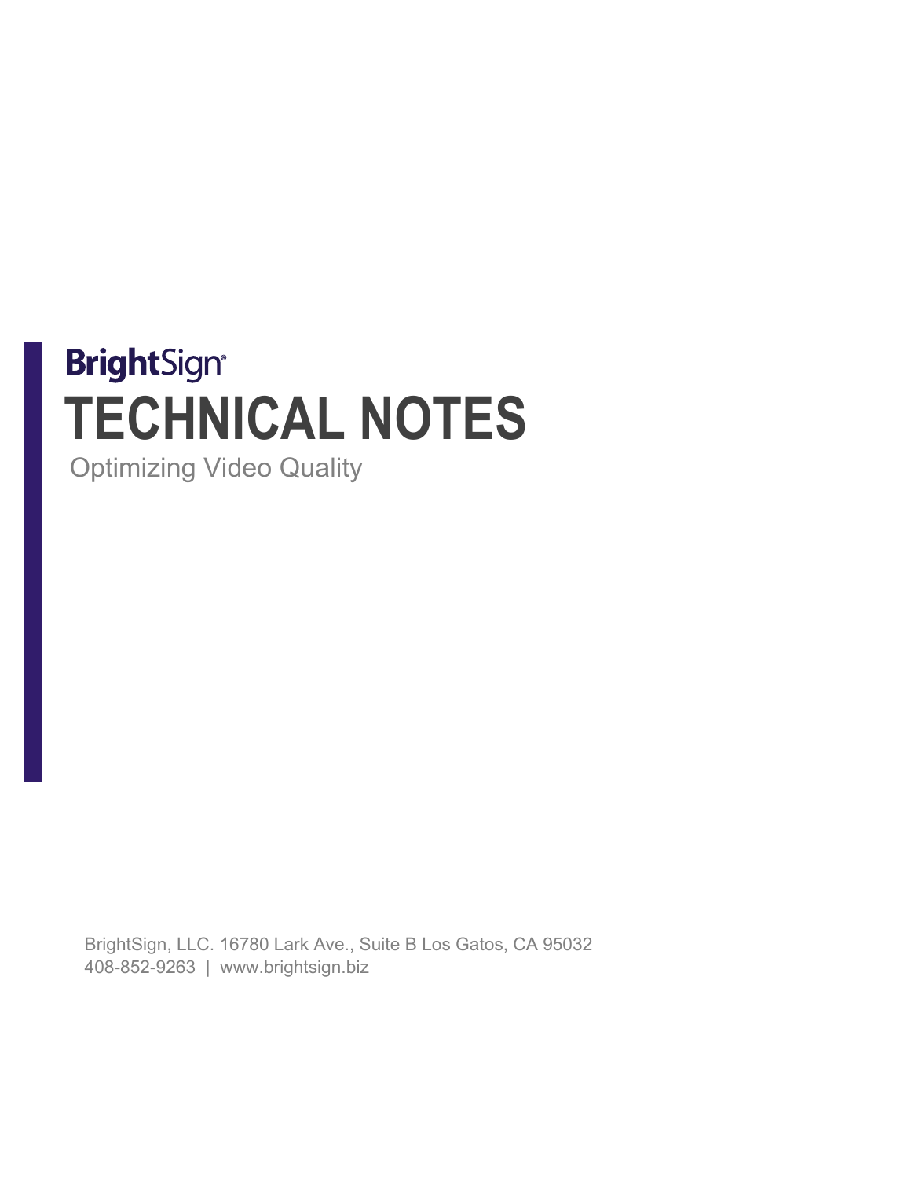BrightSign

# TECHNICAL NOTES

Optimizing Video Quality

BrightSign, LLC. 16780 Lark Ave., Suite B Los Gatos, CA 95032
408-852-9263 | www.brightsign.biz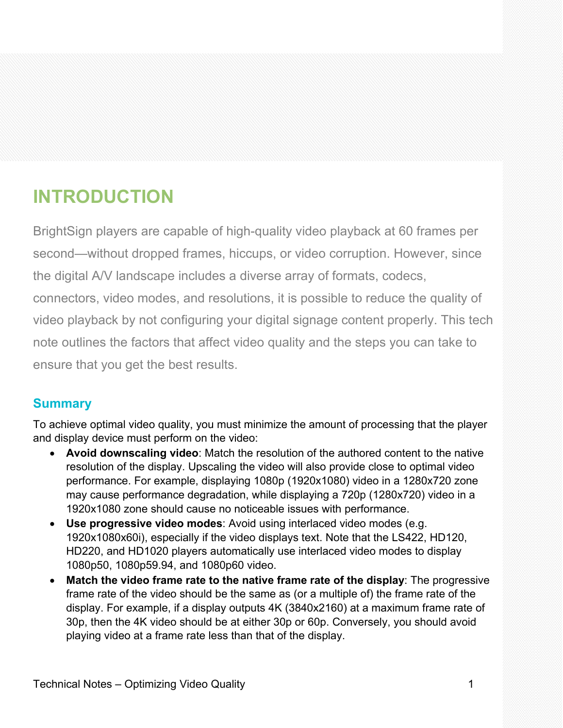# INTRODUCTION

BrightSign players are capable of high-quality video playback at 60 frames per second—without dropped frames, hiccups, or video corruption. However, since the digital A/V landscape includes a diverse array of formats, codecs, connectors, video modes, and resolutions, it is possible to reduce the quality of video playback by not configuring your digital signage content properly. This tech note outlines the factors that affect video quality and the steps you can take to ensure that you get the best results.

## Summary

To achieve optimal video quality, you must minimize the amount of processing that the player and display device must perform on the video:

- **Avoid downscaling video**: Match the resolution of the authored content to the native resolution of the display. Upscaling the video will also provide close to optimal video performance. For example, displaying 1080p (1920x1080) video in a 1280x720 zone may cause performance degradation, while displaying a 720p (1280x720) video in a 1920x1080 zone should cause no noticeable issues with performance.
- **Use progressive video modes**: Avoid using interlaced video modes (e.g. 1920x1080x60i), especially if the video displays text. Note that the LS422, HD120, HD220, and HD1020 players automatically use interlaced video modes to display 1080p50, 1080p59.94, and 1080p60 video.
- **Match the video frame rate to the native frame rate of the display**: The progressive frame rate of the video should be the same as (or a multiple of) the frame rate of the display. For example, if a display outputs 4K (3840x2160) at a maximum frame rate of 30p, then the 4K video should be at either 30p or 60p. Conversely, you should avoid playing video at a frame rate less than that of the display.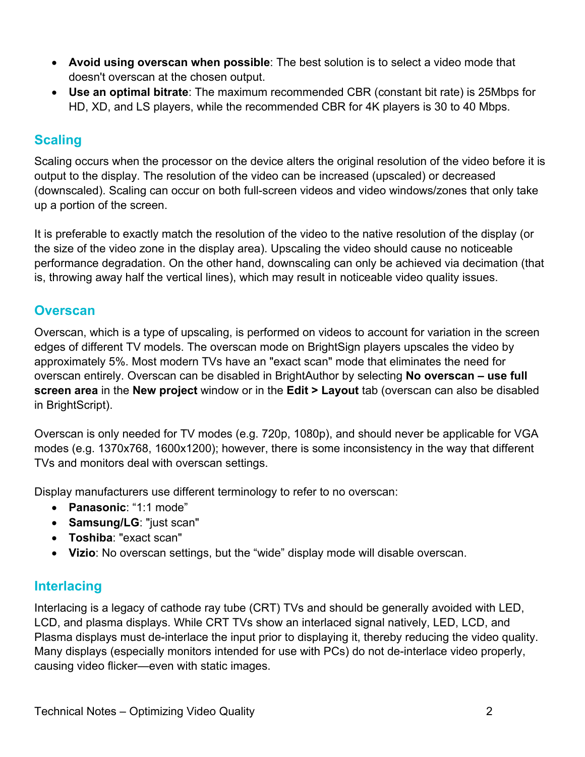- **Avoid using overscan when possible**: The best solution is to select a video mode that doesn't overscan at the chosen output.
- **Use an optimal bitrate**: The maximum recommended CBR (constant bit rate) is 25Mbps for HD, XD, and LS players, while the recommended CBR for 4K players is 30 to 40 Mbps.

## Scaling

Scaling occurs when the processor on the device alters the original resolution of the video before it is output to the display. The resolution of the video can be increased (upscaled) or decreased (downscaled). Scaling can occur on both full-screen videos and video windows/zones that only take up a portion of the screen.

It is preferable to exactly match the resolution of the video to the native resolution of the display (or the size of the video zone in the display area). Upscaling the video should cause no noticeable performance degradation. On the other hand, downscaling can only be achieved via decimation (that is, throwing away half the vertical lines), which may result in noticeable video quality issues.

## Overscan

Overscan, which is a type of upscaling, is performed on videos to account for variation in the screen edges of different TV models. The overscan mode on BrightSign players upscales the video by approximately 5%. Most modern TVs have an "exact scan" mode that eliminates the need for overscan entirely. Overscan can be disabled in BrightAuthor by selecting **No overscan – use full screen area** in the **New project** window or in the **Edit > Layout** tab (overscan can also be disabled in BrightScript).

Overscan is only needed for TV modes (e.g. 720p, 1080p), and should never be applicable for VGA modes (e.g. 1370x768, 1600x1200); however, there is some inconsistency in the way that different TVs and monitors deal with overscan settings.

Display manufacturers use different terminology to refer to no overscan:

- **Panasonic**: “1:1 mode”
- **Samsung/LG**: "just scan"
- **Toshiba**: "exact scan"
- **Vizio**: No overscan settings, but the “wide” display mode will disable overscan.

## Interlacing

Interlacing is a legacy of cathode ray tube (CRT) TVs and should be generally avoided with LED, LCD, and plasma displays. While CRT TVs show an interlaced signal natively, LED, LCD, and Plasma displays must de-interlace the input prior to displaying it, thereby reducing the video quality. Many displays (especially monitors intended for use with PCs) do not de-interlace video properly, causing video flicker—even with static images.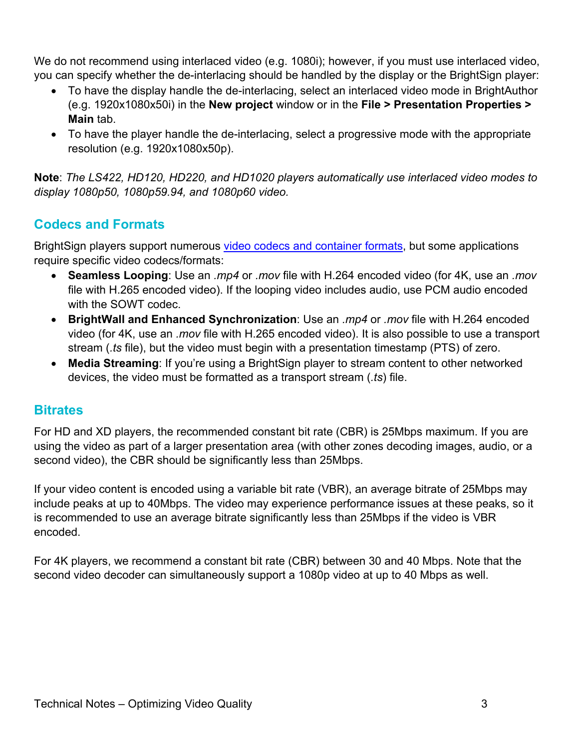We do not recommend using interlaced video (e.g. 1080i); however, if you must use interlaced video, you can specify whether the de-interlacing should be handled by the display or the BrightSign player:

- To have the display handle the de-interlacing, select an interlaced video mode in BrightAuthor (e.g. 1920x1080x50i) in the **New project** window or in the **File > Presentation Properties > Main** tab.
- To have the player handle the de-interlacing, select a progressive mode with the appropriate resolution (e.g. 1920x1080x50p).

**Note**: *The LS422, HD120, HD220, and HD1020 players automatically use interlaced video modes to display 1080p50, 1080p59.94, and 1080p60 video.*

## Codecs and Formats

BrightSign players support numerous video codecs and container formats, but some applications require specific video codecs/formats:

- **Seamless Looping**: Use an *.mp4* or *.mov* file with H.264 encoded video (for 4K, use an *.mov* file with H.265 encoded video). If the looping video includes audio, use PCM audio encoded with the SOWT codec.
- **BrightWall and Enhanced Synchronization**: Use an *.mp4* or *.mov* file with H.264 encoded video (for 4K, use an *.mov* file with H.265 encoded video). It is also possible to use a transport stream (*.ts* file), but the video must begin with a presentation timestamp (PTS) of zero.
- **Media Streaming**: If you're using a BrightSign player to stream content to other networked devices, the video must be formatted as a transport stream (*.ts*) file.

## Bitrates

For HD and XD players, the recommended constant bit rate (CBR) is 25Mbps maximum. If you are using the video as part of a larger presentation area (with other zones decoding images, audio, or a second video), the CBR should be significantly less than 25Mbps.

If your video content is encoded using a variable bit rate (VBR), an average bitrate of 25Mbps may include peaks at up to 40Mbps. The video may experience performance issues at these peaks, so it is recommended to use an average bitrate significantly less than 25Mbps if the video is VBR encoded.

For 4K players, we recommend a constant bit rate (CBR) between 30 and 40 Mbps. Note that the second video decoder can simultaneously support a 1080p video at up to 40 Mbps as well.